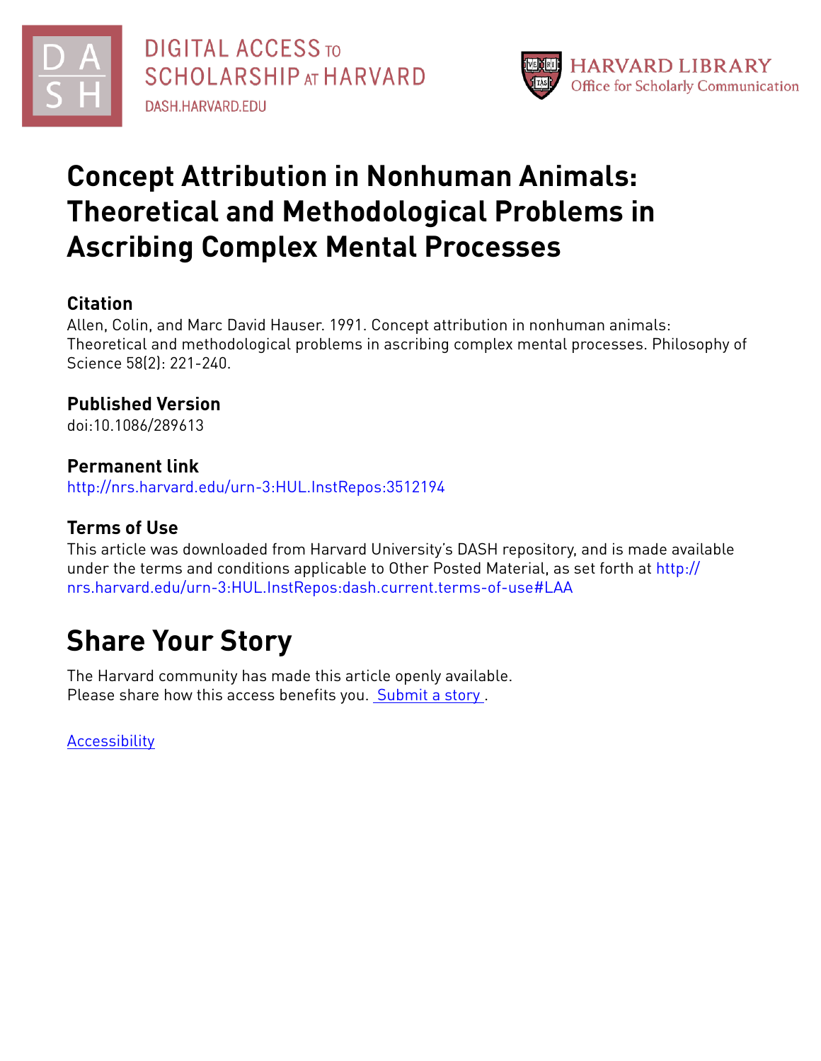DIGITAL ACCESS TO SCHOLARSHIP AT HARVARD
DASH.HARVARD.EDU

HARVARD LIBRARY
Office for Scholarly Communication

# Concept Attribution in Nonhuman Animals: Theoretical and Methodological Problems in Ascribing Complex Mental Processes

## Citation

Allen, Colin, and Marc David Hauser. 1991. Concept attribution in nonhuman animals: Theoretical and methodological problems in ascribing complex mental processes. Philosophy of Science 58(2): 221-240.

## Published Version

doi:10.1086/289613

## Permanent link

http://nrs.harvard.edu/urn-3:HUL.InstRepos:3512194

## Terms of Use

This article was downloaded from Harvard University's DASH repository, and is made available under the terms and conditions applicable to Other Posted Material, as set forth at http://nrs.harvard.edu/urn-3:HUL.InstRepos:dash.current.terms-of-use#LAA

# Share Your Story

The Harvard community has made this article openly available.
Please share how this access benefits you. Submit a story .

Accessibility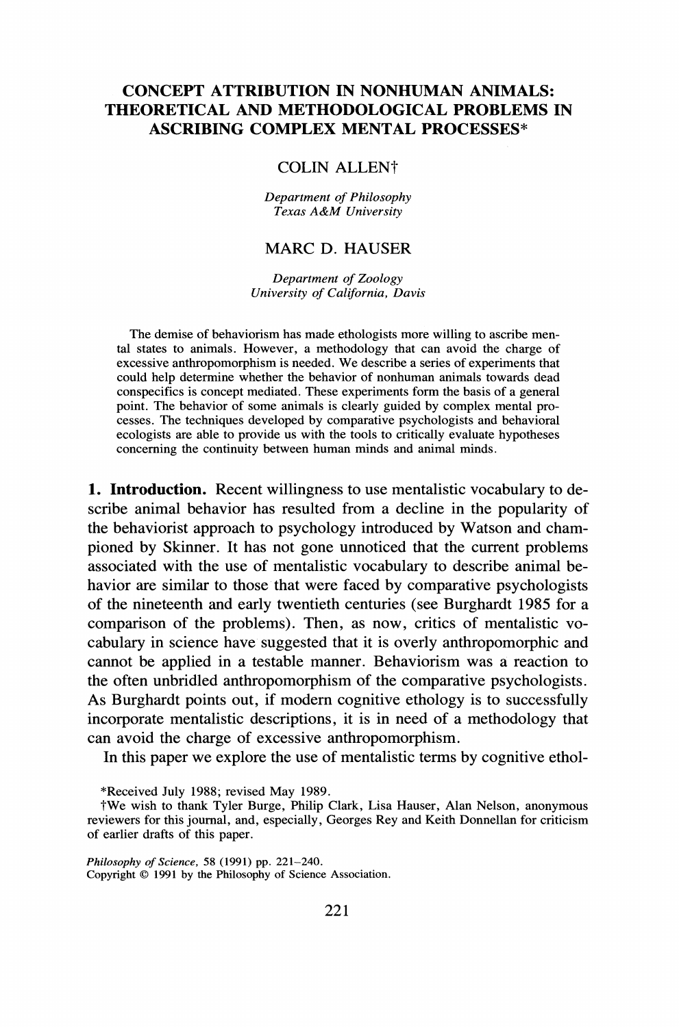# CONCEPT ATTRIBUTION IN NONHUMAN ANIMALS: THEORETICAL AND METHODOLOGICAL PROBLEMS IN ASCRIBING COMPLEX MENTAL PROCESSES*

COLIN ALLEN†

*Department of Philosophy*
*Texas A&M University*

MARC D. HAUSER

*Department of Zoology*
*University of California, Davis*

The demise of behaviorism has made ethologists more willing to ascribe mental states to animals. However, a methodology that can avoid the charge of excessive anthropomorphism is needed. We describe a series of experiments that could help determine whether the behavior of nonhuman animals towards dead conspecifics is concept mediated. These experiments form the basis of a general point. The behavior of some animals is clearly guided by complex mental processes. The techniques developed by comparative psychologists and behavioral ecologists are able to provide us with the tools to critically evaluate hypotheses concerning the continuity between human minds and animal minds.

**1. Introduction.** Recent willingness to use mentalistic vocabulary to describe animal behavior has resulted from a decline in the popularity of the behaviorist approach to psychology introduced by Watson and championed by Skinner. It has not gone unnoticed that the current problems associated with the use of mentalistic vocabulary to describe animal behavior are similar to those that were faced by comparative psychologists of the nineteenth and early twentieth centuries (see Burghardt 1985 for a comparison of the problems). Then, as now, critics of mentalistic vocabulary in science have suggested that it is overly anthropomorphic and cannot be applied in a testable manner. Behaviorism was a reaction to the often unbridled anthropomorphism of the comparative psychologists. As Burghardt points out, if modern cognitive ethology is to successfully incorporate mentalistic descriptions, it is in need of a methodology that can avoid the charge of excessive anthropomorphism.

In this paper we explore the use of mentalistic terms by cognitive ethol-

*Received July 1988; revised May 1989.

†We wish to thank Tyler Burge, Philip Clark, Lisa Hauser, Alan Nelson, anonymous reviewers for this journal, and, especially, Georges Rey and Keith Donnellan for criticism of earlier drafts of this paper.

*Philosophy of Science*, 58 (1991) pp. 221–240.
Copyright © 1991 by the Philosophy of Science Association.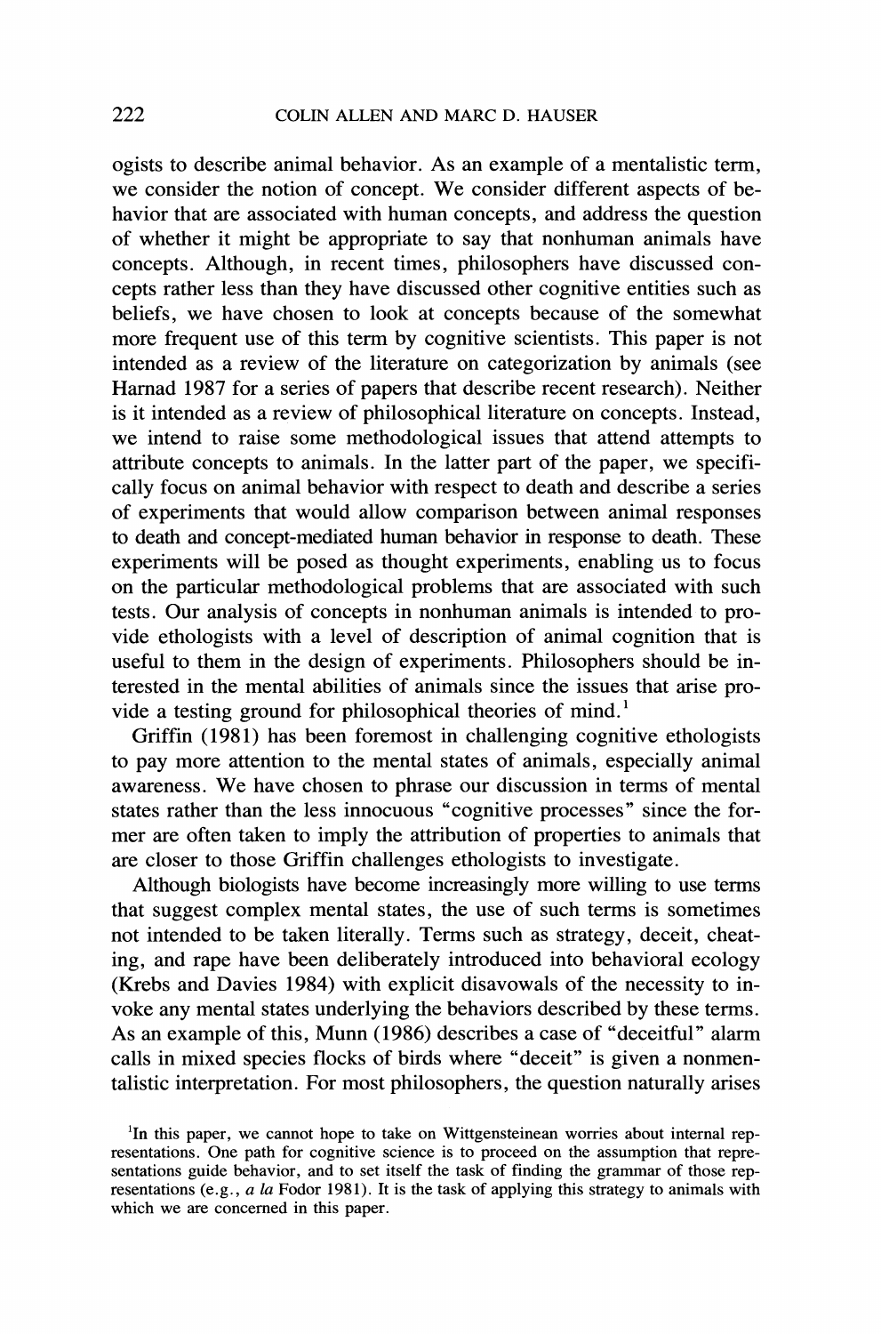ogists to describe animal behavior. As an example of a mentalistic term, we consider the notion of concept. We consider different aspects of behavior that are associated with human concepts, and address the question of whether it might be appropriate to say that nonhuman animals have concepts. Although, in recent times, philosophers have discussed concepts rather less than they have discussed other cognitive entities such as beliefs, we have chosen to look at concepts because of the somewhat more frequent use of this term by cognitive scientists. This paper is not intended as a review of the literature on categorization by animals (see Harnad 1987 for a series of papers that describe recent research). Neither is it intended as a review of philosophical literature on concepts. Instead, we intend to raise some methodological issues that attend attempts to attribute concepts to animals. In the latter part of the paper, we specifically focus on animal behavior with respect to death and describe a series of experiments that would allow comparison between animal responses to death and concept-mediated human behavior in response to death. These experiments will be posed as thought experiments, enabling us to focus on the particular methodological problems that are associated with such tests. Our analysis of concepts in nonhuman animals is intended to provide ethologists with a level of description of animal cognition that is useful to them in the design of experiments. Philosophers should be interested in the mental abilities of animals since the issues that arise provide a testing ground for philosophical theories of mind.[1]

Griffin (1981) has been foremost in challenging cognitive ethologists to pay more attention to the mental states of animals, especially animal awareness. We have chosen to phrase our discussion in terms of mental states rather than the less innocuous "cognitive processes" since the former are often taken to imply the attribution of properties to animals that are closer to those Griffin challenges ethologists to investigate.

Although biologists have become increasingly more willing to use terms that suggest complex mental states, the use of such terms is sometimes not intended to be taken literally. Terms such as strategy, deceit, cheating, and rape have been deliberately introduced into behavioral ecology (Krebs and Davies 1984) with explicit disavowals of the necessity to invoke any mental states underlying the behaviors described by these terms. As an example of this, Munn (1986) describes a case of "deceitful" alarm calls in mixed species flocks of birds where "deceit" is given a nonmentalistic interpretation. For most philosophers, the question naturally arises

[1] In this paper, we cannot hope to take on Wittgensteinean worries about internal representations. One path for cognitive science is to proceed on the assumption that representations guide behavior, and to set itself the task of finding the grammar of those representations (e.g., *a la* Fodor 1981). It is the task of applying this strategy to animals with which we are concerned in this paper.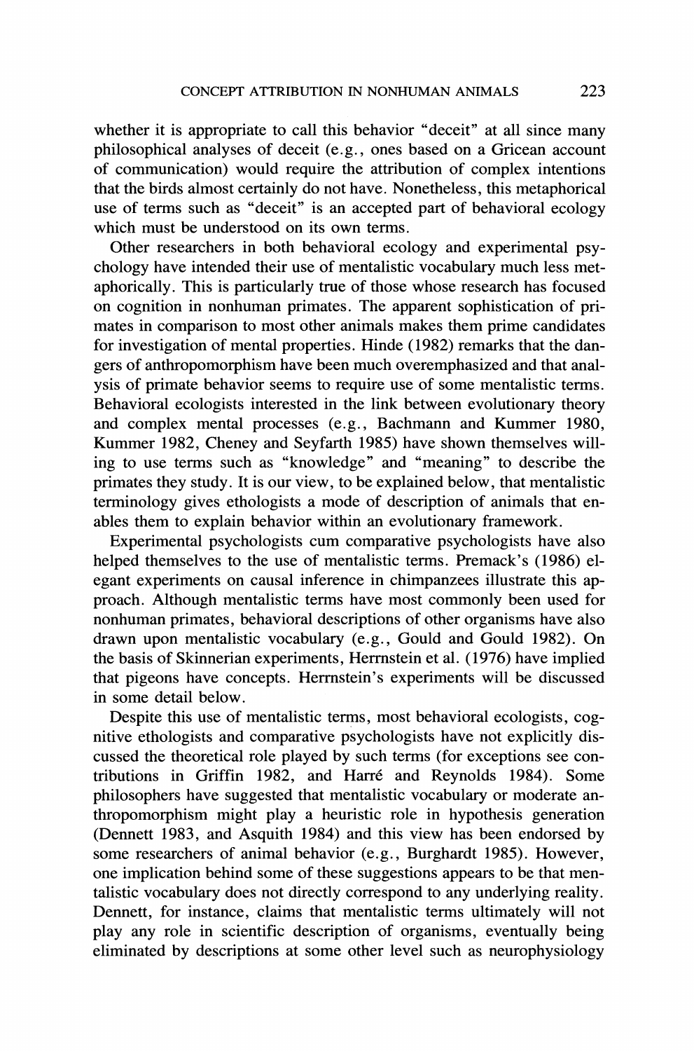whether it is appropriate to call this behavior "deceit" at all since many philosophical analyses of deceit (e.g., ones based on a Gricean account of communication) would require the attribution of complex intentions that the birds almost certainly do not have. Nonetheless, this metaphorical use of terms such as "deceit" is an accepted part of behavioral ecology which must be understood on its own terms.

Other researchers in both behavioral ecology and experimental psychology have intended their use of mentalistic vocabulary much less metaphorically. This is particularly true of those whose research has focused on cognition in nonhuman primates. The apparent sophistication of primates in comparison to most other animals makes them prime candidates for investigation of mental properties. Hinde (1982) remarks that the dangers of anthropomorphism have been much overemphasized and that analysis of primate behavior seems to require use of some mentalistic terms. Behavioral ecologists interested in the link between evolutionary theory and complex mental processes (e.g., Bachmann and Kummer 1980, Kummer 1982, Cheney and Seyfarth 1985) have shown themselves willing to use terms such as "knowledge" and "meaning" to describe the primates they study. It is our view, to be explained below, that mentalistic terminology gives ethologists a mode of description of animals that enables them to explain behavior within an evolutionary framework.

Experimental psychologists cum comparative psychologists have also helped themselves to the use of mentalistic terms. Premack's (1986) elegant experiments on causal inference in chimpanzees illustrate this approach. Although mentalistic terms have most commonly been used for nonhuman primates, behavioral descriptions of other organisms have also drawn upon mentalistic vocabulary (e.g., Gould and Gould 1982). On the basis of Skinnerian experiments, Herrnstein et al. (1976) have implied that pigeons have concepts. Herrnstein's experiments will be discussed in some detail below.

Despite this use of mentalistic terms, most behavioral ecologists, cognitive ethologists and comparative psychologists have not explicitly discussed the theoretical role played by such terms (for exceptions see contributions in Griffin 1982, and Harré and Reynolds 1984). Some philosophers have suggested that mentalistic vocabulary or moderate anthropomorphism might play a heuristic role in hypothesis generation (Dennett 1983, and Asquith 1984) and this view has been endorsed by some researchers of animal behavior (e.g., Burghardt 1985). However, one implication behind some of these suggestions appears to be that mentalistic vocabulary does not directly correspond to any underlying reality. Dennett, for instance, claims that mentalistic terms ultimately will not play any role in scientific description of organisms, eventually being eliminated by descriptions at some other level such as neurophysiology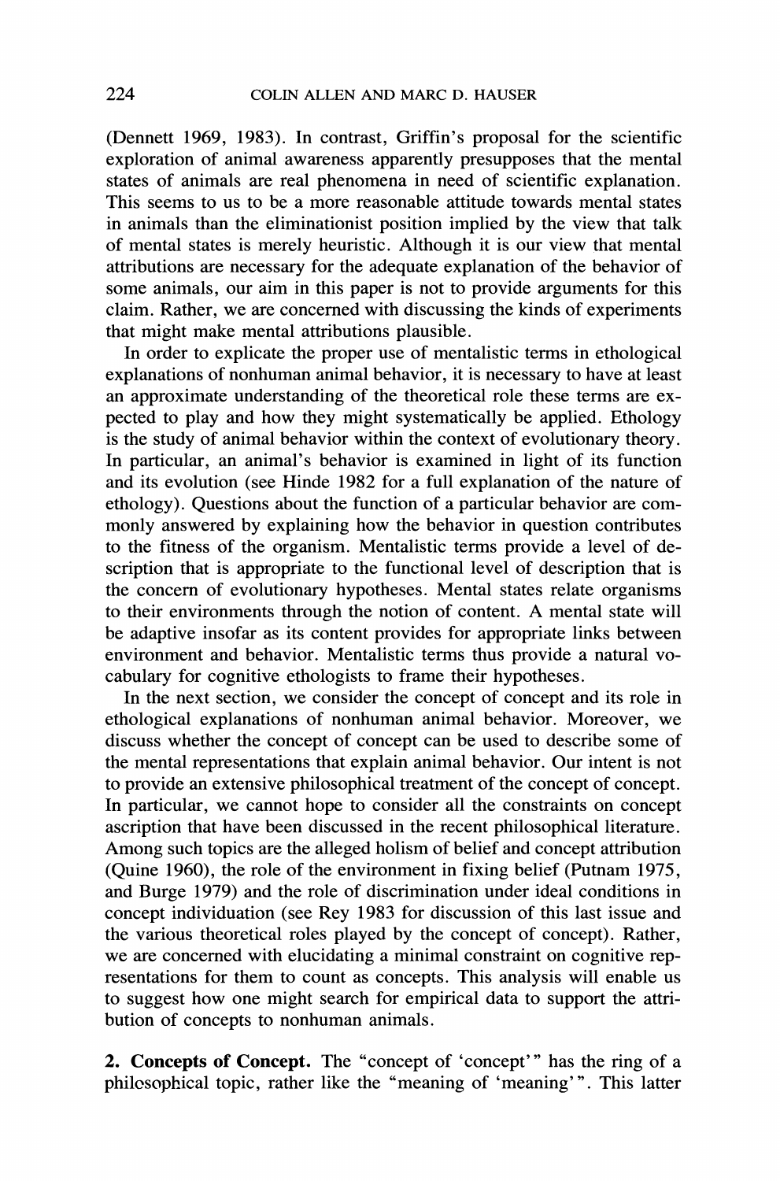(Dennett 1969, 1983). In contrast, Griffin's proposal for the scientific exploration of animal awareness apparently presupposes that the mental states of animals are real phenomena in need of scientific explanation. This seems to us to be a more reasonable attitude towards mental states in animals than the eliminationist position implied by the view that talk of mental states is merely heuristic. Although it is our view that mental attributions are necessary for the adequate explanation of the behavior of some animals, our aim in this paper is not to provide arguments for this claim. Rather, we are concerned with discussing the kinds of experiments that might make mental attributions plausible.

In order to explicate the proper use of mentalistic terms in ethological explanations of nonhuman animal behavior, it is necessary to have at least an approximate understanding of the theoretical role these terms are expected to play and how they might systematically be applied. Ethology is the study of animal behavior within the context of evolutionary theory. In particular, an animal's behavior is examined in light of its function and its evolution (see Hinde 1982 for a full explanation of the nature of ethology). Questions about the function of a particular behavior are commonly answered by explaining how the behavior in question contributes to the fitness of the organism. Mentalistic terms provide a level of description that is appropriate to the functional level of description that is the concern of evolutionary hypotheses. Mental states relate organisms to their environments through the notion of content. A mental state will be adaptive insofar as its content provides for appropriate links between environment and behavior. Mentalistic terms thus provide a natural vocabulary for cognitive ethologists to frame their hypotheses.

In the next section, we consider the concept of concept and its role in ethological explanations of nonhuman animal behavior. Moreover, we discuss whether the concept of concept can be used to describe some of the mental representations that explain animal behavior. Our intent is not to provide an extensive philosophical treatment of the concept of concept. In particular, we cannot hope to consider all the constraints on concept ascription that have been discussed in the recent philosophical literature. Among such topics are the alleged holism of belief and concept attribution (Quine 1960), the role of the environment in fixing belief (Putnam 1975, and Burge 1979) and the role of discrimination under ideal conditions in concept individuation (see Rey 1983 for discussion of this last issue and the various theoretical roles played by the concept of concept). Rather, we are concerned with elucidating a minimal constraint on cognitive representations for them to count as concepts. This analysis will enable us to suggest how one might search for empirical data to support the attribution of concepts to nonhuman animals.

## 2. Concepts of Concept.

The "concept of 'concept'" has the ring of a philosophical topic, rather like the "meaning of 'meaning'". This latter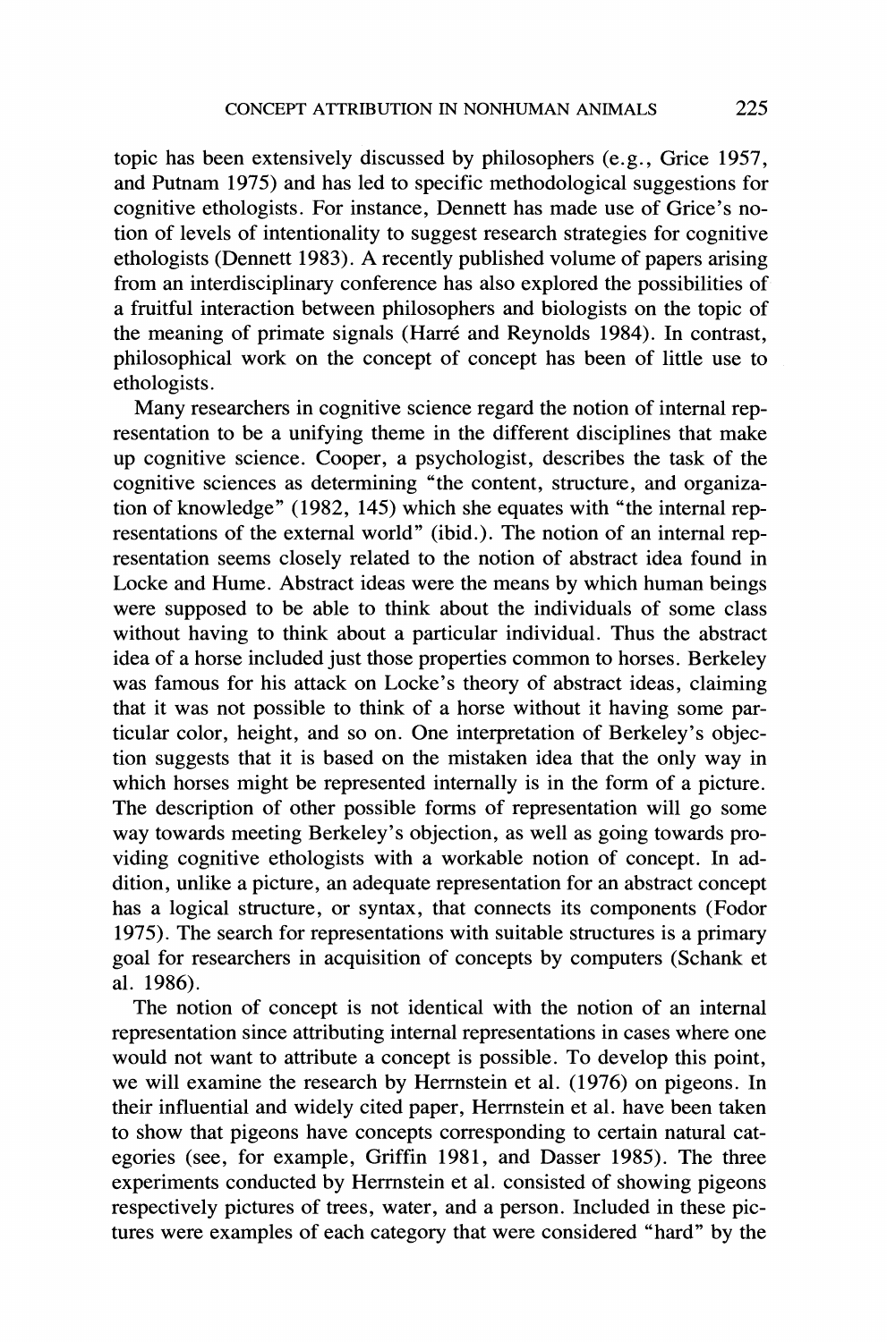topic has been extensively discussed by philosophers (e.g., Grice 1957, and Putnam 1975) and has led to specific methodological suggestions for cognitive ethologists. For instance, Dennett has made use of Grice's notion of levels of intentionality to suggest research strategies for cognitive ethologists (Dennett 1983). A recently published volume of papers arising from an interdisciplinary conference has also explored the possibilities of a fruitful interaction between philosophers and biologists on the topic of the meaning of primate signals (Harré and Reynolds 1984). In contrast, philosophical work on the concept of concept has been of little use to ethologists.

Many researchers in cognitive science regard the notion of internal representation to be a unifying theme in the different disciplines that make up cognitive science. Cooper, a psychologist, describes the task of the cognitive sciences as determining "the content, structure, and organization of knowledge" (1982, 145) which she equates with "the internal representations of the external world" (ibid.). The notion of an internal representation seems closely related to the notion of abstract idea found in Locke and Hume. Abstract ideas were the means by which human beings were supposed to be able to think about the individuals of some class without having to think about a particular individual. Thus the abstract idea of a horse included just those properties common to horses. Berkeley was famous for his attack on Locke's theory of abstract ideas, claiming that it was not possible to think of a horse without it having some particular color, height, and so on. One interpretation of Berkeley's objection suggests that it is based on the mistaken idea that the only way in which horses might be represented internally is in the form of a picture. The description of other possible forms of representation will go some way towards meeting Berkeley's objection, as well as going towards providing cognitive ethologists with a workable notion of concept. In addition, unlike a picture, an adequate representation for an abstract concept has a logical structure, or syntax, that connects its components (Fodor 1975). The search for representations with suitable structures is a primary goal for researchers in acquisition of concepts by computers (Schank et al. 1986).

The notion of concept is not identical with the notion of an internal representation since attributing internal representations in cases where one would not want to attribute a concept is possible. To develop this point, we will examine the research by Herrnstein et al. (1976) on pigeons. In their influential and widely cited paper, Herrnstein et al. have been taken to show that pigeons have concepts corresponding to certain natural categories (see, for example, Griffin 1981, and Dasser 1985). The three experiments conducted by Herrnstein et al. consisted of showing pigeons respectively pictures of trees, water, and a person. Included in these pictures were examples of each category that were considered "hard" by the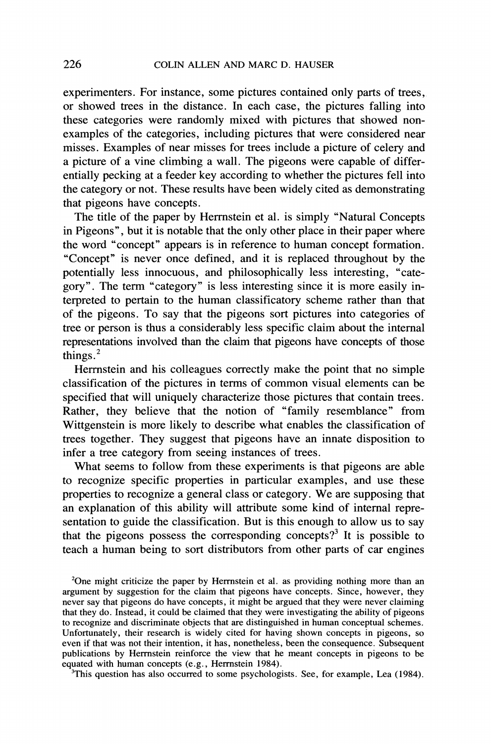experimenters. For instance, some pictures contained only parts of trees, or showed trees in the distance. In each case, the pictures falling into these categories were randomly mixed with pictures that showed non-examples of the categories, including pictures that were considered near misses. Examples of near misses for trees include a picture of celery and a picture of a vine climbing a wall. The pigeons were capable of differentially pecking at a feeder key according to whether the pictures fell into the category or not. These results have been widely cited as demonstrating that pigeons have concepts.

The title of the paper by Herrnstein et al. is simply "Natural Concepts in Pigeons", but it is notable that the only other place in their paper where the word "concept" appears is in reference to human concept formation. "Concept" is never once defined, and it is replaced throughout by the potentially less innocuous, and philosophically less interesting, "category". The term "category" is less interesting since it is more easily interpreted to pertain to the human classificatory scheme rather than that of the pigeons. To say that the pigeons sort pictures into categories of tree or person is thus a considerably less specific claim about the internal representations involved than the claim that pigeons have concepts of those things.[2]

Herrnstein and his colleagues correctly make the point that no simple classification of the pictures in terms of common visual elements can be specified that will uniquely characterize those pictures that contain trees. Rather, they believe that the notion of "family resemblance" from Wittgenstein is more likely to describe what enables the classification of trees together. They suggest that pigeons have an innate disposition to infer a tree category from seeing instances of trees.

What seems to follow from these experiments is that pigeons are able to recognize specific properties in particular examples, and use these properties to recognize a general class or category. We are supposing that an explanation of this ability will attribute some kind of internal representation to guide the classification. But is this enough to allow us to say that the pigeons possess the corresponding concepts?[3] It is possible to teach a human being to sort distributors from other parts of car engines

[2]One might criticize the paper by Herrnstein et al. as providing nothing more than an argument by suggestion for the claim that pigeons have concepts. Since, however, they never say that pigeons do have concepts, it might be argued that they were never claiming that they do. Instead, it could be claimed that they were investigating the ability of pigeons to recognize and discriminate objects that are distinguished in human conceptual schemes. Unfortunately, their research is widely cited for having shown concepts in pigeons, so even if that was not their intention, it has, nonetheless, been the consequence. Subsequent publications by Herrnstein reinforce the view that he meant concepts in pigeons to be equated with human concepts (e.g., Herrnstein 1984).

[3]This question has also occurred to some psychologists. See, for example, Lea (1984).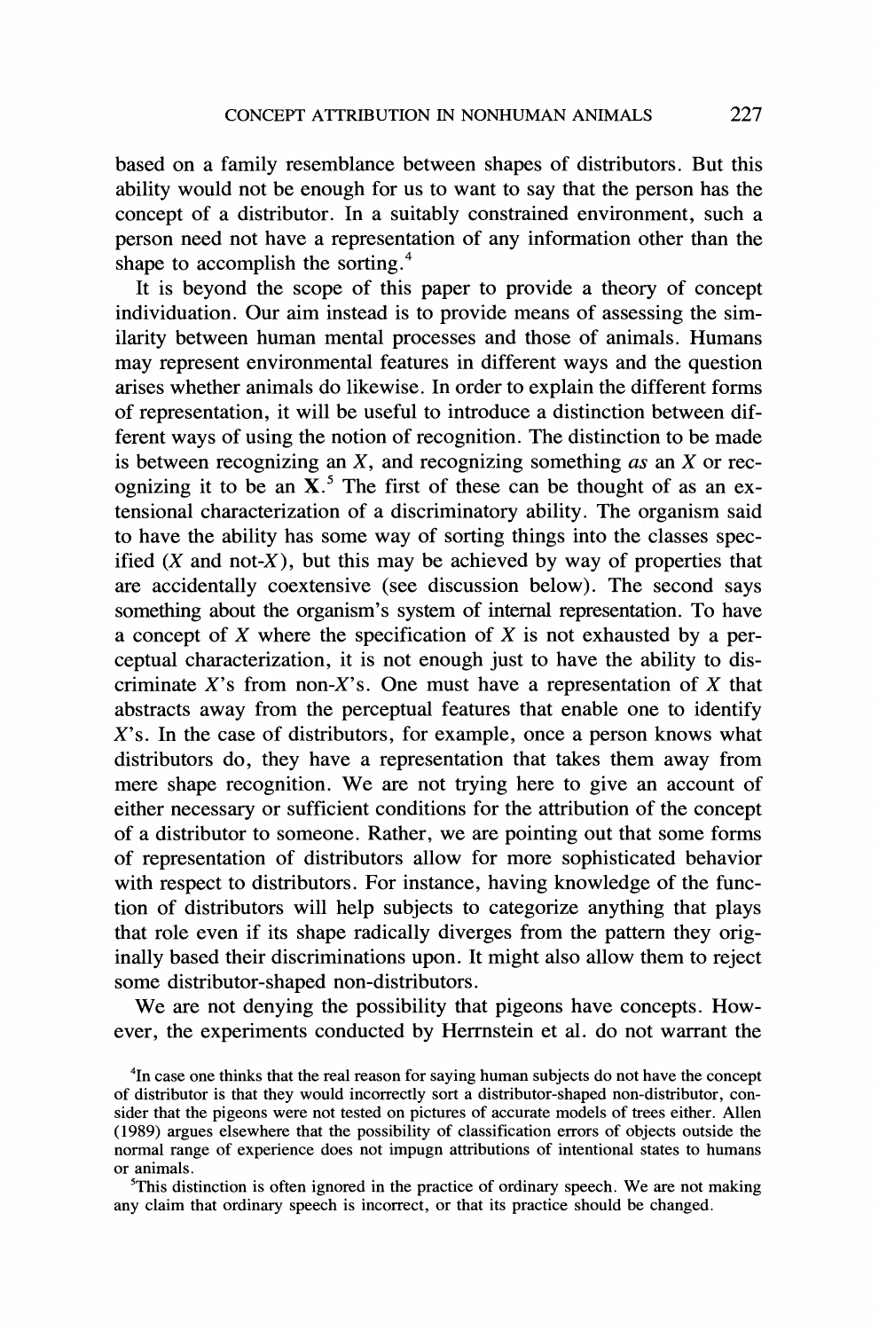based on a family resemblance between shapes of distributors. But this ability would not be enough for us to want to say that the person has the concept of a distributor. In a suitably constrained environment, such a person need not have a representation of any information other than the shape to accomplish the sorting.[4]

It is beyond the scope of this paper to provide a theory of concept individuation. Our aim instead is to provide means of assessing the similarity between human mental processes and those of animals. Humans may represent environmental features in different ways and the question arises whether animals do likewise. In order to explain the different forms of representation, it will be useful to introduce a distinction between different ways of using the notion of recognition. The distinction to be made is between recognizing an *X*, and recognizing something *as* an *X* or recognizing it to be an **X**.[5] The first of these can be thought of as an extensional characterization of a discriminatory ability. The organism said to have the ability has some way of sorting things into the classes specified (*X* and not-*X*), but this may be achieved by way of properties that are accidentally coextensive (see discussion below). The second says something about the organism's system of internal representation. To have a concept of *X* where the specification of *X* is not exhausted by a perceptual characterization, it is not enough just to have the ability to discriminate *X*'s from non-*X*'s. One must have a representation of *X* that abstracts away from the perceptual features that enable one to identify *X*'s. In the case of distributors, for example, once a person knows what distributors do, they have a representation that takes them away from mere shape recognition. We are not trying here to give an account of either necessary or sufficient conditions for the attribution of the concept of a distributor to someone. Rather, we are pointing out that some forms of representation of distributors allow for more sophisticated behavior with respect to distributors. For instance, having knowledge of the function of distributors will help subjects to categorize anything that plays that role even if its shape radically diverges from the pattern they originally based their discriminations upon. It might also allow them to reject some distributor-shaped non-distributors.

We are not denying the possibility that pigeons have concepts. However, the experiments conducted by Herrnstein et al. do not warrant the

[4]In case one thinks that the real reason for saying human subjects do not have the concept of distributor is that they would incorrectly sort a distributor-shaped non-distributor, consider that the pigeons were not tested on pictures of accurate models of trees either. Allen (1989) argues elsewhere that the possibility of classification errors of objects outside the normal range of experience does not impugn attributions of intentional states to humans or animals.

[5]This distinction is often ignored in the practice of ordinary speech. We are not making any claim that ordinary speech is incorrect, or that its practice should be changed.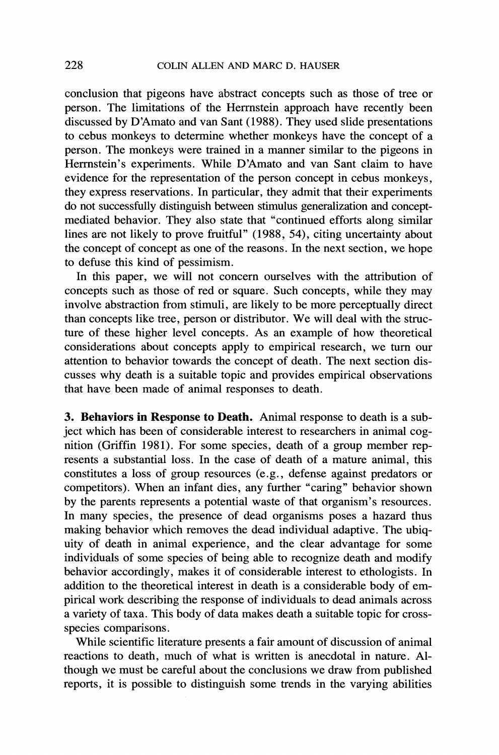conclusion that pigeons have abstract concepts such as those of tree or person. The limitations of the Herrnstein approach have recently been discussed by D'Amato and van Sant (1988). They used slide presentations to cebus monkeys to determine whether monkeys have the concept of a person. The monkeys were trained in a manner similar to the pigeons in Herrnstein's experiments. While D'Amato and van Sant claim to have evidence for the representation of the person concept in cebus monkeys, they express reservations. In particular, they admit that their experiments do not successfully distinguish between stimulus generalization and concept-mediated behavior. They also state that "continued efforts along similar lines are not likely to prove fruitful" (1988, 54), citing uncertainty about the concept of concept as one of the reasons. In the next section, we hope to defuse this kind of pessimism.

In this paper, we will not concern ourselves with the attribution of concepts such as those of red or square. Such concepts, while they may involve abstraction from stimuli, are likely to be more perceptually direct than concepts like tree, person or distributor. We will deal with the structure of these higher level concepts. As an example of how theoretical considerations about concepts apply to empirical research, we turn our attention to behavior towards the concept of death. The next section discusses why death is a suitable topic and provides empirical observations that have been made of animal responses to death.

**3. Behaviors in Response to Death.** Animal response to death is a subject which has been of considerable interest to researchers in animal cognition (Griffin 1981). For some species, death of a group member represents a substantial loss. In the case of death of a mature animal, this constitutes a loss of group resources (e.g., defense against predators or competitors). When an infant dies, any further "caring" behavior shown by the parents represents a potential waste of that organism's resources. In many species, the presence of dead organisms poses a hazard thus making behavior which removes the dead individual adaptive. The ubiquity of death in animal experience, and the clear advantage for some individuals of some species of being able to recognize death and modify behavior accordingly, makes it of considerable interest to ethologists. In addition to the theoretical interest in death is a considerable body of empirical work describing the response of individuals to dead animals across a variety of taxa. This body of data makes death a suitable topic for cross-species comparisons.

While scientific literature presents a fair amount of discussion of animal reactions to death, much of what is written is anecdotal in nature. Although we must be careful about the conclusions we draw from published reports, it is possible to distinguish some trends in the varying abilities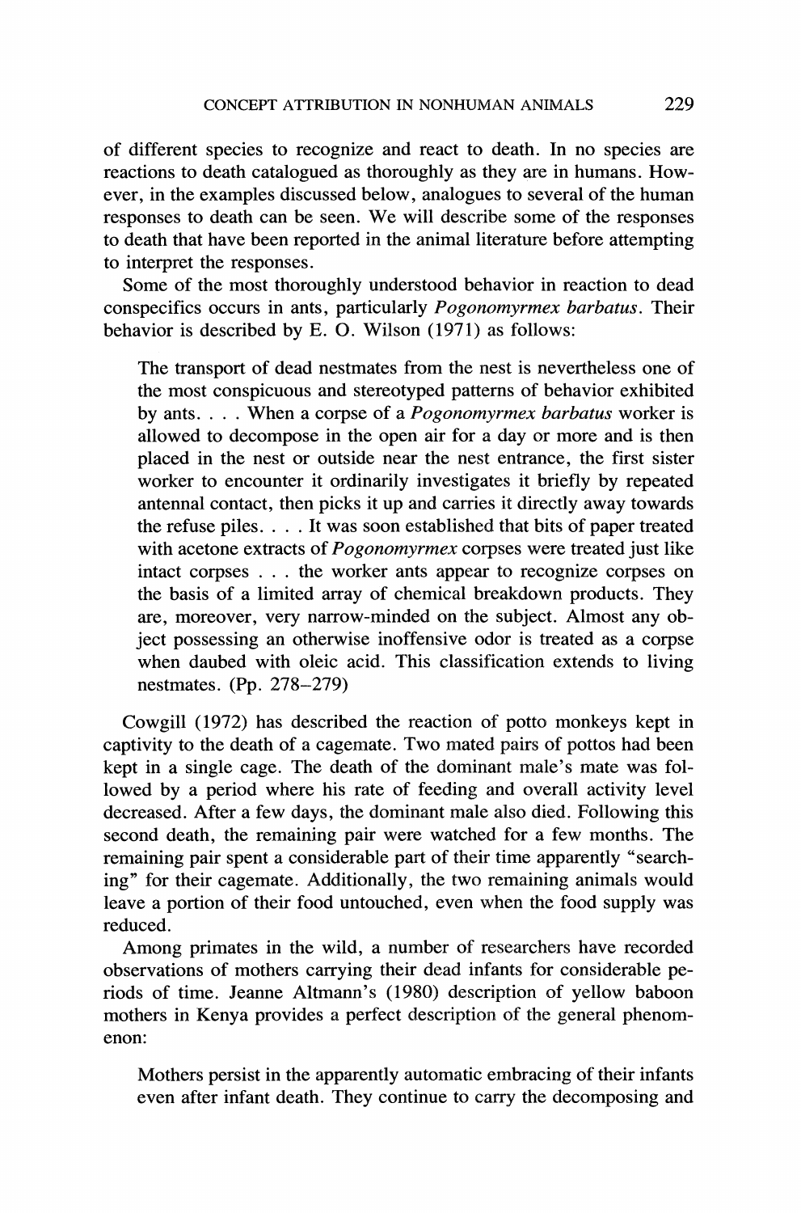of different species to recognize and react to death. In no species are reactions to death catalogued as thoroughly as they are in humans. However, in the examples discussed below, analogues to several of the human responses to death can be seen. We will describe some of the responses to death that have been reported in the animal literature before attempting to interpret the responses.

Some of the most thoroughly understood behavior in reaction to dead conspecifics occurs in ants, particularly *Pogonomyrmex barbatus*. Their behavior is described by E. O. Wilson (1971) as follows:

> The transport of dead nestmates from the nest is nevertheless one of the most conspicuous and stereotyped patterns of behavior exhibited by ants. . . . When a corpse of a *Pogonomyrmex barbatus* worker is allowed to decompose in the open air for a day or more and is then placed in the nest or outside near the nest entrance, the first sister worker to encounter it ordinarily investigates it briefly by repeated antennal contact, then picks it up and carries it directly away towards the refuse piles. . . . It was soon established that bits of paper treated with acetone extracts of *Pogonomyrmex* corpses were treated just like intact corpses . . . the worker ants appear to recognize corpses on the basis of a limited array of chemical breakdown products. They are, moreover, very narrow-minded on the subject. Almost any object possessing an otherwise inoffensive odor is treated as a corpse when daubed with oleic acid. This classification extends to living nestmates. (Pp. 278–279)

Cowgill (1972) has described the reaction of potto monkeys kept in captivity to the death of a cagemate. Two mated pairs of pottos had been kept in a single cage. The death of the dominant male's mate was followed by a period where his rate of feeding and overall activity level decreased. After a few days, the dominant male also died. Following this second death, the remaining pair were watched for a few months. The remaining pair spent a considerable part of their time apparently "searching" for their cagemate. Additionally, the two remaining animals would leave a portion of their food untouched, even when the food supply was reduced.

Among primates in the wild, a number of researchers have recorded observations of mothers carrying their dead infants for considerable periods of time. Jeanne Altmann's (1980) description of yellow baboon mothers in Kenya provides a perfect description of the general phenomenon:

> Mothers persist in the apparently automatic embracing of their infants even after infant death. They continue to carry the decomposing and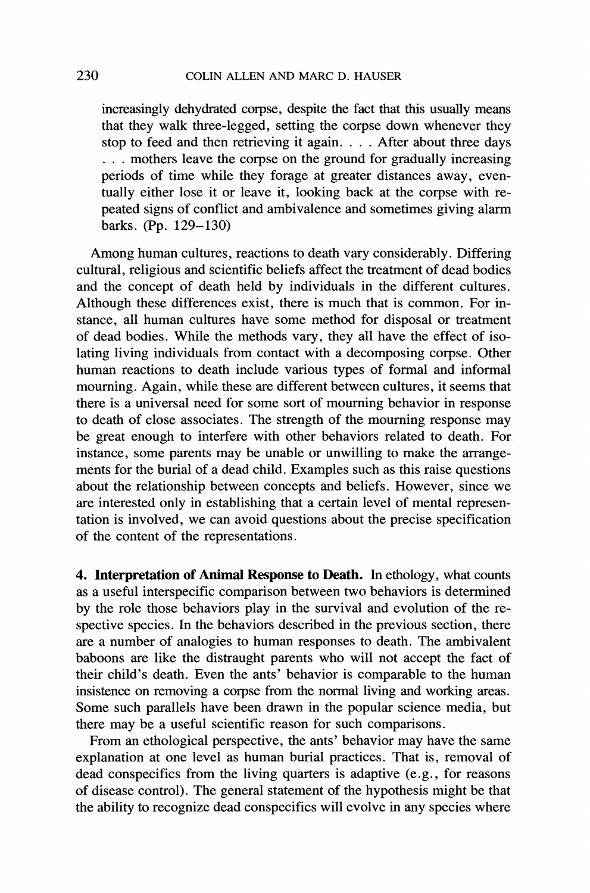increasingly dehydrated corpse, despite the fact that this usually means that they walk three-legged, setting the corpse down whenever they stop to feed and then retrieving it again. . . . After about three days . . . mothers leave the corpse on the ground for gradually increasing periods of time while they forage at greater distances away, eventually either lose it or leave it, looking back at the corpse with repeated signs of conflict and ambivalence and sometimes giving alarm barks. (Pp. 129–130)

Among human cultures, reactions to death vary considerably. Differing cultural, religious and scientific beliefs affect the treatment of dead bodies and the concept of death held by individuals in the different cultures. Although these differences exist, there is much that is common. For instance, all human cultures have some method for disposal or treatment of dead bodies. While the methods vary, they all have the effect of isolating living individuals from contact with a decomposing corpse. Other human reactions to death include various types of formal and informal mourning. Again, while these are different between cultures, it seems that there is a universal need for some sort of mourning behavior in response to death of close associates. The strength of the mourning response may be great enough to interfere with other behaviors related to death. For instance, some parents may be unable or unwilling to make the arrangements for the burial of a dead child. Examples such as this raise questions about the relationship between concepts and beliefs. However, since we are interested only in establishing that a certain level of mental representation is involved, we can avoid questions about the precise specification of the content of the representations.

**4. Interpretation of Animal Response to Death.** In ethology, what counts as a useful interspecific comparison between two behaviors is determined by the role those behaviors play in the survival and evolution of the respective species. In the behaviors described in the previous section, there are a number of analogies to human responses to death. The ambivalent baboons are like the distraught parents who will not accept the fact of their child's death. Even the ants' behavior is comparable to the human insistence on removing a corpse from the normal living and working areas. Some such parallels have been drawn in the popular science media, but there may be a useful scientific reason for such comparisons.

From an ethological perspective, the ants' behavior may have the same explanation at one level as human burial practices. That is, removal of dead conspecifics from the living quarters is adaptive (e.g., for reasons of disease control). The general statement of the hypothesis might be that the ability to recognize dead conspecifics will evolve in any species where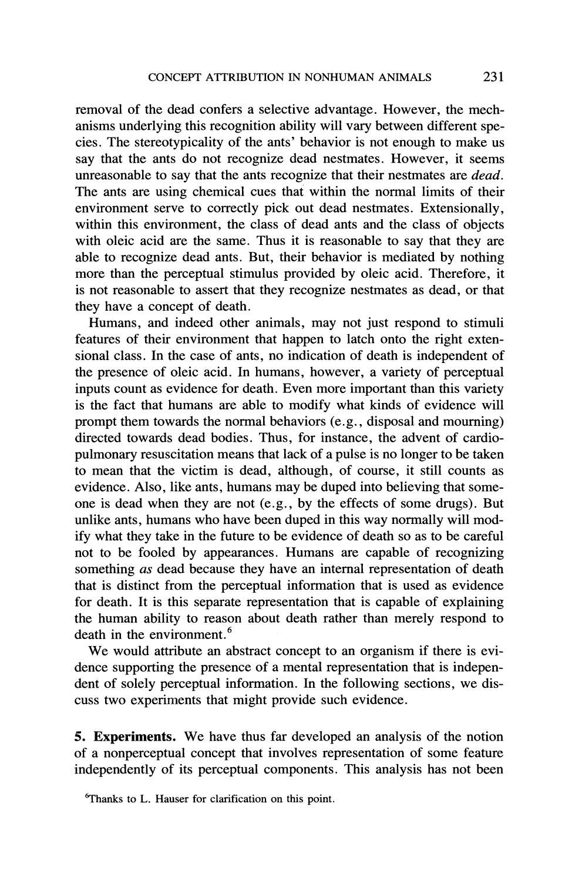removal of the dead confers a selective advantage. However, the mechanisms underlying this recognition ability will vary between different species. The stereotypicality of the ants' behavior is not enough to make us say that the ants do not recognize dead nestmates. However, it seems unreasonable to say that the ants recognize that their nestmates are *dead*. The ants are using chemical cues that within the normal limits of their environment serve to correctly pick out dead nestmates. Extensionally, within this environment, the class of dead ants and the class of objects with oleic acid are the same. Thus it is reasonable to say that they are able to recognize dead ants. But, their behavior is mediated by nothing more than the perceptual stimulus provided by oleic acid. Therefore, it is not reasonable to assert that they recognize nestmates as dead, or that they have a concept of death.

Humans, and indeed other animals, may not just respond to stimuli features of their environment that happen to latch onto the right extensional class. In the case of ants, no indication of death is independent of the presence of oleic acid. In humans, however, a variety of perceptual inputs count as evidence for death. Even more important than this variety is the fact that humans are able to modify what kinds of evidence will prompt them towards the normal behaviors (e.g., disposal and mourning) directed towards dead bodies. Thus, for instance, the advent of cardiopulmonary resuscitation means that lack of a pulse is no longer to be taken to mean that the victim is dead, although, of course, it still counts as evidence. Also, like ants, humans may be duped into believing that someone is dead when they are not (e.g., by the effects of some drugs). But unlike ants, humans who have been duped in this way normally will modify what they take in the future to be evidence of death so as to be careful not to be fooled by appearances. Humans are capable of recognizing something *as* dead because they have an internal representation of death that is distinct from the perceptual information that is used as evidence for death. It is this separate representation that is capable of explaining the human ability to reason about death rather than merely respond to death in the environment.[6]

We would attribute an abstract concept to an organism if there is evidence supporting the presence of a mental representation that is independent of solely perceptual information. In the following sections, we discuss two experiments that might provide such evidence.

**5. Experiments.** We have thus far developed an analysis of the notion of a nonperceptual concept that involves representation of some feature independently of its perceptual components. This analysis has not been

[6]Thanks to L. Hauser for clarification on this point.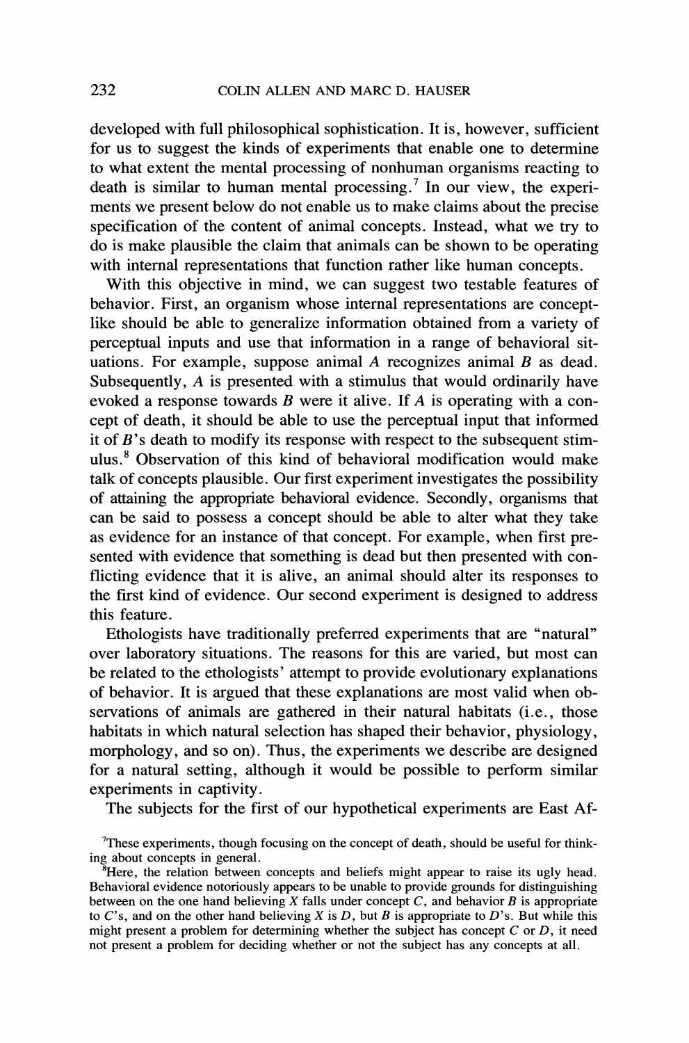developed with full philosophical sophistication. It is, however, sufficient for us to suggest the kinds of experiments that enable one to determine to what extent the mental processing of nonhuman organisms reacting to death is similar to human mental processing.[7] In our view, the experiments we present below do not enable us to make claims about the precise specification of the content of animal concepts. Instead, what we try to do is make plausible the claim that animals can be shown to be operating with internal representations that function rather like human concepts.

With this objective in mind, we can suggest two testable features of behavior. First, an organism whose internal representations are concept-like should be able to generalize information obtained from a variety of perceptual inputs and use that information in a range of behavioral situations. For example, suppose animal *A* recognizes animal *B* as dead. Subsequently, *A* is presented with a stimulus that would ordinarily have evoked a response towards *B* were it alive. If *A* is operating with a concept of death, it should be able to use the perceptual input that informed it of *B*'s death to modify its response with respect to the subsequent stimulus.[8] Observation of this kind of behavioral modification would make talk of concepts plausible. Our first experiment investigates the possibility of attaining the appropriate behavioral evidence. Secondly, organisms that can be said to possess a concept should be able to alter what they take as evidence for an instance of that concept. For example, when first presented with evidence that something is dead but then presented with conflicting evidence that it is alive, an animal should alter its responses to the first kind of evidence. Our second experiment is designed to address this feature.

Ethologists have traditionally preferred experiments that are "natural" over laboratory situations. The reasons for this are varied, but most can be related to the ethologists' attempt to provide evolutionary explanations of behavior. It is argued that these explanations are most valid when observations of animals are gathered in their natural habitats (i.e., those habitats in which natural selection has shaped their behavior, physiology, morphology, and so on). Thus, the experiments we describe are designed for a natural setting, although it would be possible to perform similar experiments in captivity.

The subjects for the first of our hypothetical experiments are East Af-

[7] These experiments, though focusing on the concept of death, should be useful for thinking about concepts in general.

[8] Here, the relation between concepts and beliefs might appear to raise its ugly head. Behavioral evidence notoriously appears to be unable to provide grounds for distinguishing between on the one hand believing *X* falls under concept *C*, and behavior *B* is appropriate to *C*'s, and on the other hand believing *X* is *D*, but *B* is appropriate to *D*'s. But while this might present a problem for determining whether the subject has concept *C* or *D*, it need not present a problem for deciding whether or not the subject has any concepts at all.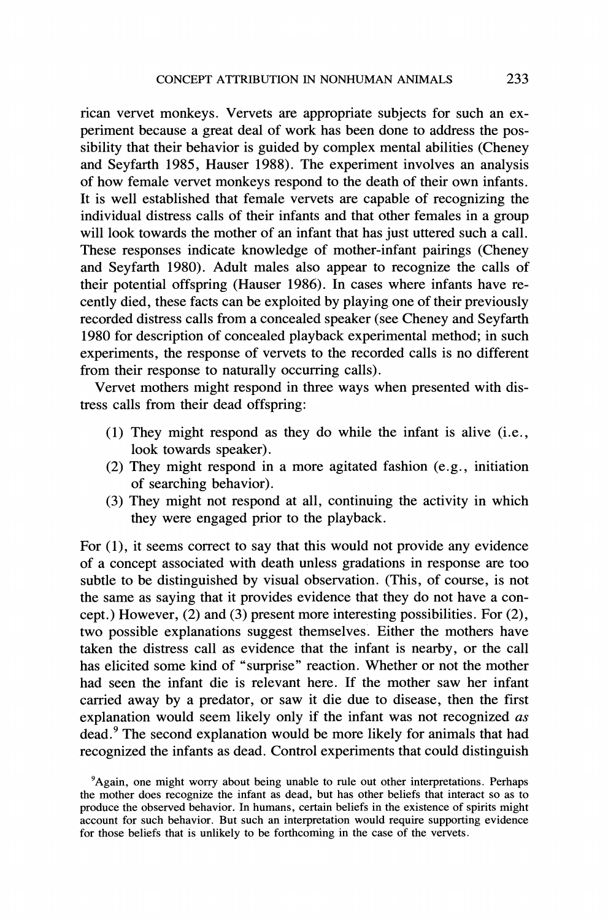rican vervet monkeys. Vervets are appropriate subjects for such an experiment because a great deal of work has been done to address the possibility that their behavior is guided by complex mental abilities (Cheney and Seyfarth 1985, Hauser 1988). The experiment involves an analysis of how female vervet monkeys respond to the death of their own infants. It is well established that female vervets are capable of recognizing the individual distress calls of their infants and that other females in a group will look towards the mother of an infant that has just uttered such a call. These responses indicate knowledge of mother-infant pairings (Cheney and Seyfarth 1980). Adult males also appear to recognize the calls of their potential offspring (Hauser 1986). In cases where infants have recently died, these facts can be exploited by playing one of their previously recorded distress calls from a concealed speaker (see Cheney and Seyfarth 1980 for description of concealed playback experimental method; in such experiments, the response of vervets to the recorded calls is no different from their response to naturally occurring calls).

Vervet mothers might respond in three ways when presented with distress calls from their dead offspring:

(1) They might respond as they do while the infant is alive (i.e., look towards speaker).
(2) They might respond in a more agitated fashion (e.g., initiation of searching behavior).
(3) They might not respond at all, continuing the activity in which they were engaged prior to the playback.

For (1), it seems correct to say that this would not provide any evidence of a concept associated with death unless gradations in response are too subtle to be distinguished by visual observation. (This, of course, is not the same as saying that it provides evidence that they do not have a concept.) However, (2) and (3) present more interesting possibilities. For (2), two possible explanations suggest themselves. Either the mothers have taken the distress call as evidence that the infant is nearby, or the call has elicited some kind of "surprise" reaction. Whether or not the mother had seen the infant die is relevant here. If the mother saw her infant carried away by a predator, or saw it die due to disease, then the first explanation would seem likely only if the infant was not recognized *as* dead.[9] The second explanation would be more likely for animals that had recognized the infants as dead. Control experiments that could distinguish

[9]Again, one might worry about being unable to rule out other interpretations. Perhaps the mother does recognize the infant as dead, but has other beliefs that interact so as to produce the observed behavior. In humans, certain beliefs in the existence of spirits might account for such behavior. But such an interpretation would require supporting evidence for those beliefs that is unlikely to be forthcoming in the case of the vervets.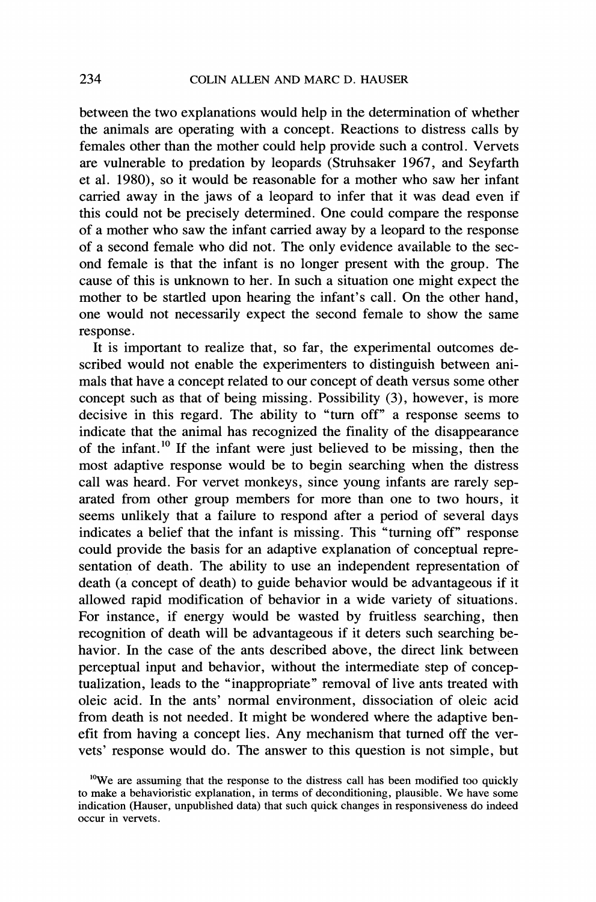between the two explanations would help in the determination of whether the animals are operating with a concept. Reactions to distress calls by females other than the mother could help provide such a control. Vervets are vulnerable to predation by leopards (Struhsaker 1967, and Seyfarth et al. 1980), so it would be reasonable for a mother who saw her infant carried away in the jaws of a leopard to infer that it was dead even if this could not be precisely determined. One could compare the response of a mother who saw the infant carried away by a leopard to the response of a second female who did not. The only evidence available to the second female is that the infant is no longer present with the group. The cause of this is unknown to her. In such a situation one might expect the mother to be startled upon hearing the infant's call. On the other hand, one would not necessarily expect the second female to show the same response.

It is important to realize that, so far, the experimental outcomes described would not enable the experimenters to distinguish between animals that have a concept related to our concept of death versus some other concept such as that of being missing. Possibility (3), however, is more decisive in this regard. The ability to "turn off" a response seems to indicate that the animal has recognized the finality of the disappearance of the infant.[10] If the infant were just believed to be missing, then the most adaptive response would be to begin searching when the distress call was heard. For vervet monkeys, since young infants are rarely separated from other group members for more than one to two hours, it seems unlikely that a failure to respond after a period of several days indicates a belief that the infant is missing. This "turning off" response could provide the basis for an adaptive explanation of conceptual representation of death. The ability to use an independent representation of death (a concept of death) to guide behavior would be advantageous if it allowed rapid modification of behavior in a wide variety of situations. For instance, if energy would be wasted by fruitless searching, then recognition of death will be advantageous if it deters such searching behavior. In the case of the ants described above, the direct link between perceptual input and behavior, without the intermediate step of conceptualization, leads to the "inappropriate" removal of live ants treated with oleic acid. In the ants' normal environment, dissociation of oleic acid from death is not needed. It might be wondered where the adaptive benefit from having a concept lies. Any mechanism that turned off the vervets' response would do. The answer to this question is not simple, but

[10]We are assuming that the response to the distress call has been modified too quickly to make a behavioristic explanation, in terms of deconditioning, plausible. We have some indication (Hauser, unpublished data) that such quick changes in responsiveness do indeed occur in vervets.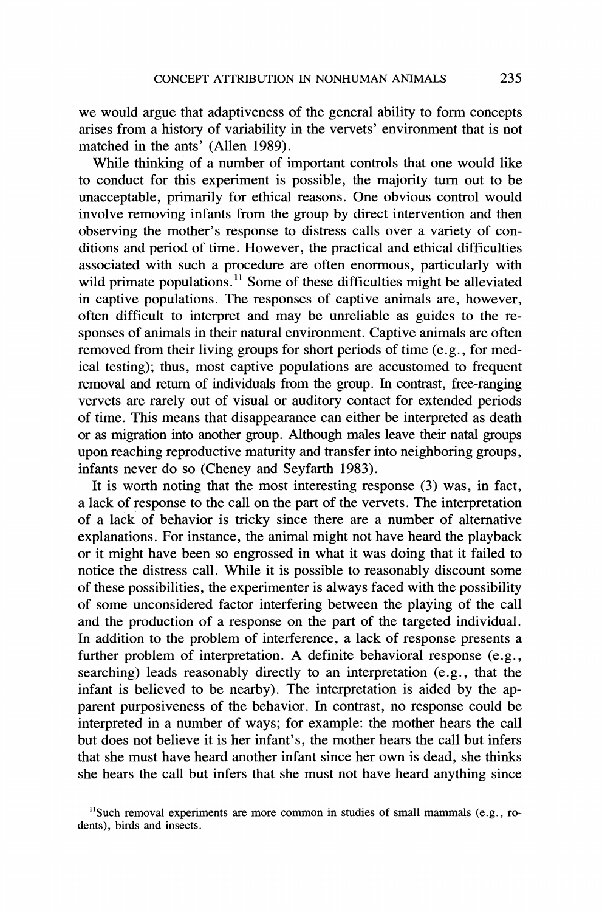we would argue that adaptiveness of the general ability to form concepts arises from a history of variability in the vervets' environment that is not matched in the ants' (Allen 1989).

While thinking of a number of important controls that one would like to conduct for this experiment is possible, the majority turn out to be unacceptable, primarily for ethical reasons. One obvious control would involve removing infants from the group by direct intervention and then observing the mother's response to distress calls over a variety of conditions and period of time. However, the practical and ethical difficulties associated with such a procedure are often enormous, particularly with wild primate populations.[11] Some of these difficulties might be alleviated in captive populations. The responses of captive animals are, however, often difficult to interpret and may be unreliable as guides to the responses of animals in their natural environment. Captive animals are often removed from their living groups for short periods of time (e.g., for medical testing); thus, most captive populations are accustomed to frequent removal and return of individuals from the group. In contrast, free-ranging vervets are rarely out of visual or auditory contact for extended periods of time. This means that disappearance can either be interpreted as death or as migration into another group. Although males leave their natal groups upon reaching reproductive maturity and transfer into neighboring groups, infants never do so (Cheney and Seyfarth 1983).

It is worth noting that the most interesting response (3) was, in fact, a lack of response to the call on the part of the vervets. The interpretation of a lack of behavior is tricky since there are a number of alternative explanations. For instance, the animal might not have heard the playback or it might have been so engrossed in what it was doing that it failed to notice the distress call. While it is possible to reasonably discount some of these possibilities, the experimenter is always faced with the possibility of some unconsidered factor interfering between the playing of the call and the production of a response on the part of the targeted individual. In addition to the problem of interference, a lack of response presents a further problem of interpretation. A definite behavioral response (e.g., searching) leads reasonably directly to an interpretation (e.g., that the infant is believed to be nearby). The interpretation is aided by the apparent purposiveness of the behavior. In contrast, no response could be interpreted in a number of ways; for example: the mother hears the call but does not believe it is her infant's, the mother hears the call but infers that she must have heard another infant since her own is dead, she thinks she hears the call but infers that she must not have heard anything since

[11] Such removal experiments are more common in studies of small mammals (e.g., rodents), birds and insects.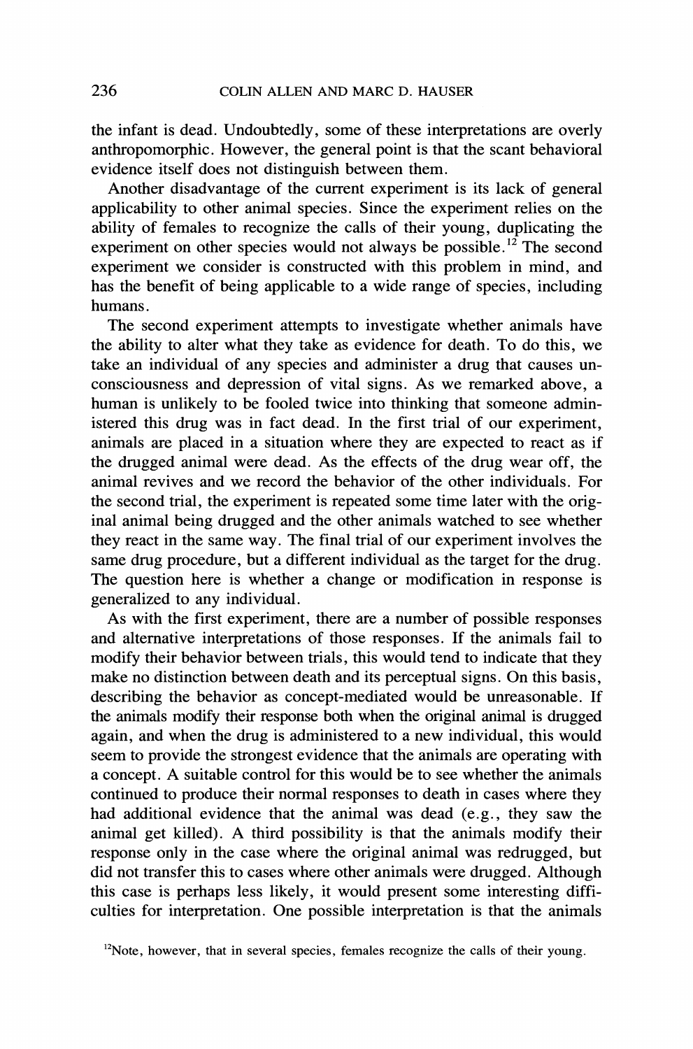the infant is dead. Undoubtedly, some of these interpretations are overly anthropomorphic. However, the general point is that the scant behavioral evidence itself does not distinguish between them.

Another disadvantage of the current experiment is its lack of general applicability to other animal species. Since the experiment relies on the ability of females to recognize the calls of their young, duplicating the experiment on other species would not always be possible.[12] The second experiment we consider is constructed with this problem in mind, and has the benefit of being applicable to a wide range of species, including humans.

The second experiment attempts to investigate whether animals have the ability to alter what they take as evidence for death. To do this, we take an individual of any species and administer a drug that causes unconsciousness and depression of vital signs. As we remarked above, a human is unlikely to be fooled twice into thinking that someone administered this drug was in fact dead. In the first trial of our experiment, animals are placed in a situation where they are expected to react as if the drugged animal were dead. As the effects of the drug wear off, the animal revives and we record the behavior of the other individuals. For the second trial, the experiment is repeated some time later with the original animal being drugged and the other animals watched to see whether they react in the same way. The final trial of our experiment involves the same drug procedure, but a different individual as the target for the drug. The question here is whether a change or modification in response is generalized to any individual.

As with the first experiment, there are a number of possible responses and alternative interpretations of those responses. If the animals fail to modify their behavior between trials, this would tend to indicate that they make no distinction between death and its perceptual signs. On this basis, describing the behavior as concept-mediated would be unreasonable. If the animals modify their response both when the original animal is drugged again, and when the drug is administered to a new individual, this would seem to provide the strongest evidence that the animals are operating with a concept. A suitable control for this would be to see whether the animals continued to produce their normal responses to death in cases where they had additional evidence that the animal was dead (e.g., they saw the animal get killed). A third possibility is that the animals modify their response only in the case where the original animal was redrugged, but did not transfer this to cases where other animals were drugged. Although this case is perhaps less likely, it would present some interesting difficulties for interpretation. One possible interpretation is that the animals

[12]Note, however, that in several species, females recognize the calls of their young.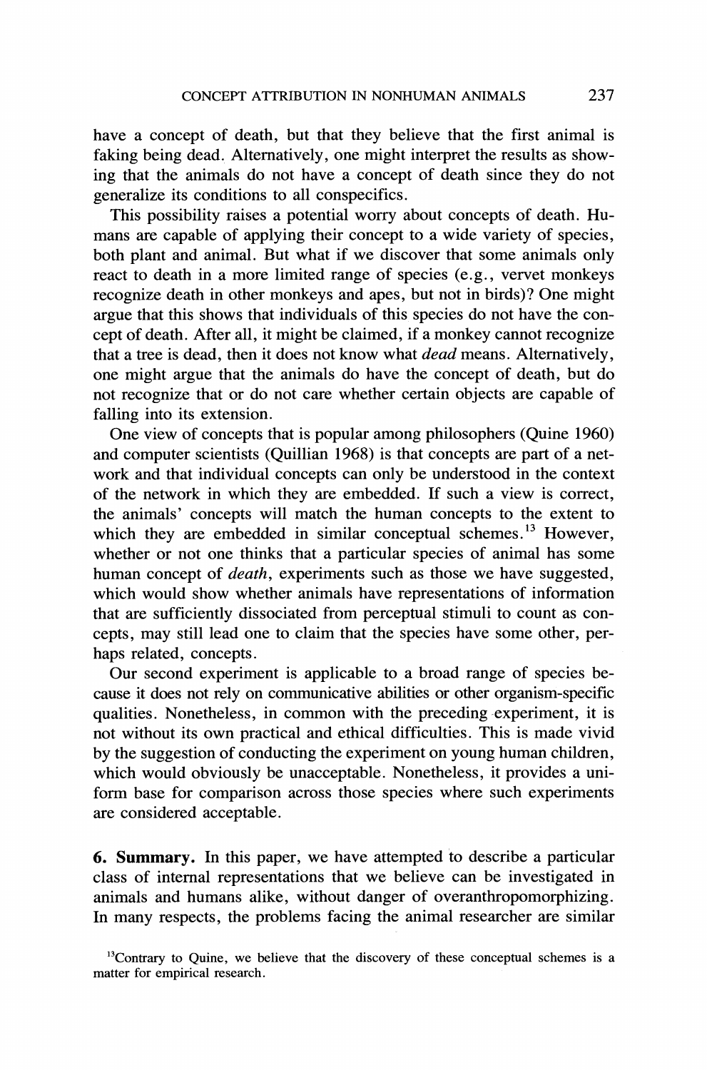have a concept of death, but that they believe that the first animal is faking being dead. Alternatively, one might interpret the results as showing that the animals do not have a concept of death since they do not generalize its conditions to all conspecifics.

This possibility raises a potential worry about concepts of death. Humans are capable of applying their concept to a wide variety of species, both plant and animal. But what if we discover that some animals only react to death in a more limited range of species (e.g., vervet monkeys recognize death in other monkeys and apes, but not in birds)? One might argue that this shows that individuals of this species do not have the concept of death. After all, it might be claimed, if a monkey cannot recognize that a tree is dead, then it does not know what *dead* means. Alternatively, one might argue that the animals do have the concept of death, but do not recognize that or do not care whether certain objects are capable of falling into its extension.

One view of concepts that is popular among philosophers (Quine 1960) and computer scientists (Quillian 1968) is that concepts are part of a network and that individual concepts can only be understood in the context of the network in which they are embedded. If such a view is correct, the animals' concepts will match the human concepts to the extent to which they are embedded in similar conceptual schemes.[13] However, whether or not one thinks that a particular species of animal has some human concept of *death*, experiments such as those we have suggested, which would show whether animals have representations of information that are sufficiently dissociated from perceptual stimuli to count as concepts, may still lead one to claim that the species have some other, perhaps related, concepts.

Our second experiment is applicable to a broad range of species because it does not rely on communicative abilities or other organism-specific qualities. Nonetheless, in common with the preceding experiment, it is not without its own practical and ethical difficulties. This is made vivid by the suggestion of conducting the experiment on young human children, which would obviously be unacceptable. Nonetheless, it provides a uniform base for comparison across those species where such experiments are considered acceptable.

**6. Summary.** In this paper, we have attempted to describe a particular class of internal representations that we believe can be investigated in animals and humans alike, without danger of overanthropomorphizing. In many respects, the problems facing the animal researcher are similar

[13]Contrary to Quine, we believe that the discovery of these conceptual schemes is a matter for empirical research.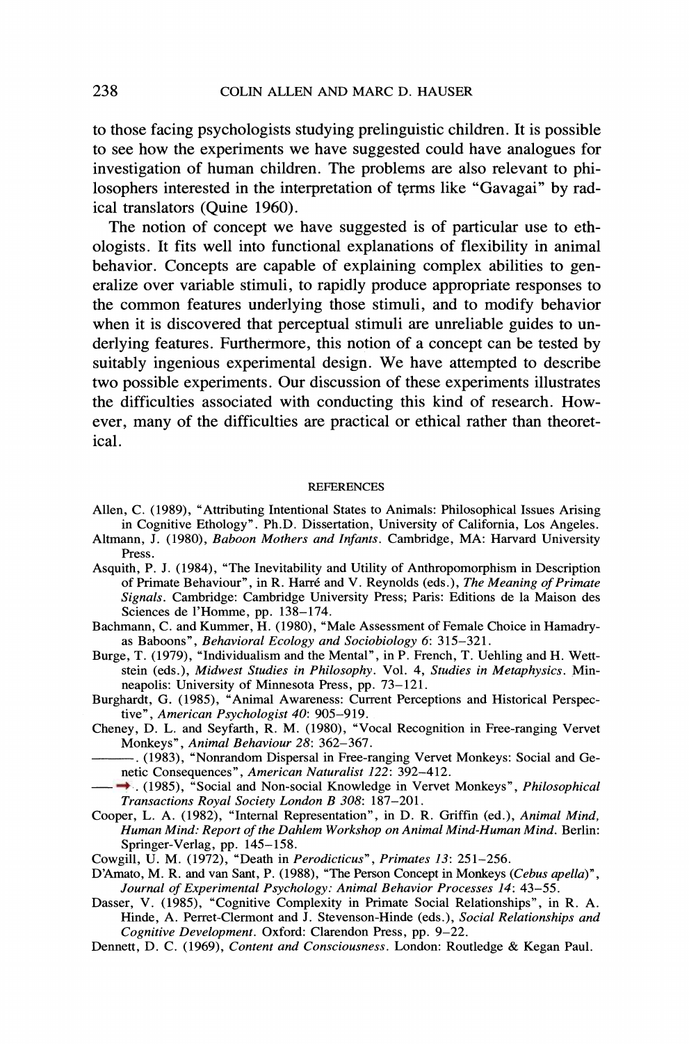to those facing psychologists studying prelinguistic children. It is possible to see how the experiments we have suggested could have analogues for investigation of human children. The problems are also relevant to philosophers interested in the interpretation of terms like "Gavagai" by radical translators (Quine 1960).

The notion of concept we have suggested is of particular use to ethologists. It fits well into functional explanations of flexibility in animal behavior. Concepts are capable of explaining complex abilities to generalize over variable stimuli, to rapidly produce appropriate responses to the common features underlying those stimuli, and to modify behavior when it is discovered that perceptual stimuli are unreliable guides to underlying features. Furthermore, this notion of a concept can be tested by suitably ingenious experimental design. We have attempted to describe two possible experiments. Our discussion of these experiments illustrates the difficulties associated with conducting this kind of research. However, many of the difficulties are practical or ethical rather than theoretical.

## REFERENCES

Allen, C. (1989), "Attributing Intentional States to Animals: Philosophical Issues Arising in Cognitive Ethology". Ph.D. Dissertation, University of California, Los Angeles.

Altmann, J. (1980), *Baboon Mothers and Infants*. Cambridge, MA: Harvard University Press.

Asquith, P. J. (1984), "The Inevitability and Utility of Anthropomorphism in Description of Primate Behaviour", in R. Harré and V. Reynolds (eds.), *The Meaning of Primate Signals*. Cambridge: Cambridge University Press; Paris: Editions de la Maison des Sciences de l'Homme, pp. 138–174.

Bachmann, C. and Kummer, H. (1980), "Male Assessment of Female Choice in Hamadryas Baboons", *Behavioral Ecology and Sociobiology 6*: 315–321.

Burge, T. (1979), "Individualism and the Mental", in P. French, T. Uehling and H. Wettstein (eds.), *Midwest Studies in Philosophy*. Vol. 4, *Studies in Metaphysics*. Minneapolis: University of Minnesota Press, pp. 73–121.

Burghardt, G. (1985), "Animal Awareness: Current Perceptions and Historical Perspective", *American Psychologist 40*: 905–919.

Cheney, D. L. and Seyfarth, R. M. (1980), "Vocal Recognition in Free-ranging Vervet Monkeys", *Animal Behaviour 28*: 362–367.

———. (1983), "Nonrandom Dispersal in Free-ranging Vervet Monkeys: Social and Genetic Consequences", *American Naturalist 122*: 392–412.

———. (1985), "Social and Non-social Knowledge in Vervet Monkeys", *Philosophical Transactions Royal Society London B 308*: 187–201.

Cooper, L. A. (1982), "Internal Representation", in D. R. Griffin (ed.), *Animal Mind, Human Mind: Report of the Dahlem Workshop on Animal Mind-Human Mind*. Berlin: Springer-Verlag, pp. 145–158.

Cowgill, U. M. (1972), "Death in *Perodicticus*", *Primates 13*: 251–256.

D'Amato, M. R. and van Sant, P. (1988), "The Person Concept in Monkeys (*Cebus apella*)", *Journal of Experimental Psychology: Animal Behavior Processes 14*: 43–55.

Dasser, V. (1985), "Cognitive Complexity in Primate Social Relationships", in R. A. Hinde, A. Perret-Clermont and J. Stevenson-Hinde (eds.), *Social Relationships and Cognitive Development*. Oxford: Clarendon Press, pp. 9–22.

Dennett, D. C. (1969), *Content and Consciousness*. London: Routledge & Kegan Paul.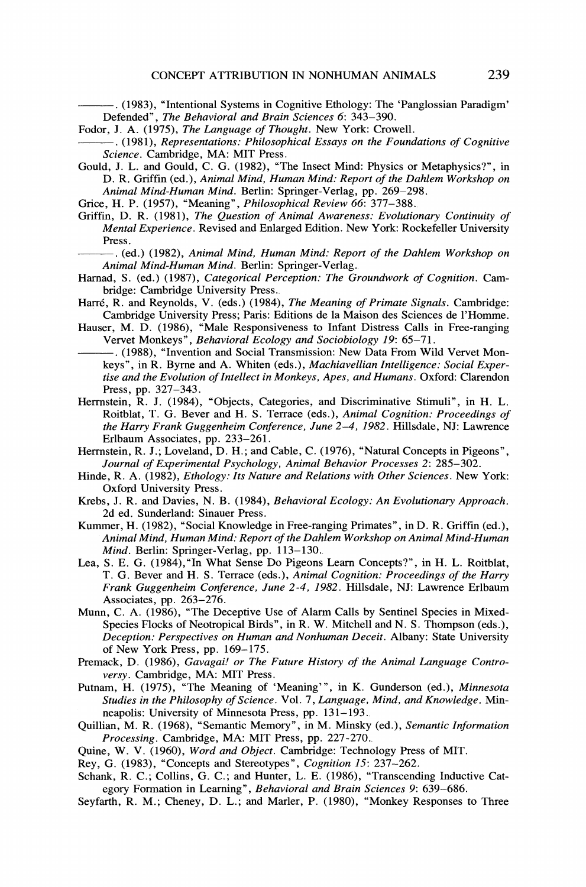———. (1983), "Intentional Systems in Cognitive Ethology: The 'Panglossian Paradigm' Defended", *The Behavioral and Brain Sciences 6*: 343–390.

Fodor, J. A. (1975), *The Language of Thought*. New York: Crowell.

———. (1981), *Representations: Philosophical Essays on the Foundations of Cognitive Science*. Cambridge, MA: MIT Press.

Gould, J. L. and Gould, C. G. (1982), "The Insect Mind: Physics or Metaphysics?", in D. R. Griffin (ed.), *Animal Mind, Human Mind: Report of the Dahlem Workshop on Animal Mind-Human Mind*. Berlin: Springer-Verlag, pp. 269–298.

Grice, H. P. (1957), "Meaning", *Philosophical Review 66*: 377–388.

Griffin, D. R. (1981), *The Question of Animal Awareness: Evolutionary Continuity of Mental Experience*. Revised and Enlarged Edition. New York: Rockefeller University Press.

———. (ed.) (1982), *Animal Mind, Human Mind: Report of the Dahlem Workshop on Animal Mind-Human Mind*. Berlin: Springer-Verlag.

Harnad, S. (ed.) (1987), *Categorical Perception: The Groundwork of Cognition*. Cambridge: Cambridge University Press.

Harré, R. and Reynolds, V. (eds.) (1984), *The Meaning of Primate Signals*. Cambridge: Cambridge University Press; Paris: Editions de la Maison des Sciences de l'Homme.

Hauser, M. D. (1986), "Male Responsiveness to Infant Distress Calls in Free-ranging Vervet Monkeys", *Behavioral Ecology and Sociobiology 19*: 65–71.

———. (1988), "Invention and Social Transmission: New Data From Wild Vervet Monkeys", in R. Byrne and A. Whiten (eds.), *Machiavellian Intelligence: Social Expertise and the Evolution of Intellect in Monkeys, Apes, and Humans*. Oxford: Clarendon Press, pp. 327–343.

Herrnstein, R. J. (1984), "Objects, Categories, and Discriminative Stimuli", in H. L. Roitblat, T. G. Bever and H. S. Terrace (eds.), *Animal Cognition: Proceedings of the Harry Frank Guggenheim Conference, June 2–4, 1982*. Hillsdale, NJ: Lawrence Erlbaum Associates, pp. 233–261.

Herrnstein, R. J.; Loveland, D. H.; and Cable, C. (1976), "Natural Concepts in Pigeons", *Journal of Experimental Psychology, Animal Behavior Processes 2*: 285–302.

Hinde, R. A. (1982), *Ethology: Its Nature and Relations with Other Sciences*. New York: Oxford University Press.

Krebs, J. R. and Davies, N. B. (1984), *Behavioral Ecology: An Evolutionary Approach*. 2d ed. Sunderland: Sinauer Press.

Kummer, H. (1982), "Social Knowledge in Free-ranging Primates", in D. R. Griffin (ed.), *Animal Mind, Human Mind: Report of the Dahlem Workshop on Animal Mind-Human Mind*. Berlin: Springer-Verlag, pp. 113–130.

Lea, S. E. G. (1984),"In What Sense Do Pigeons Learn Concepts?", in H. L. Roitblat, T. G. Bever and H. S. Terrace (eds.), *Animal Cognition: Proceedings of the Harry Frank Guggenheim Conference, June 2-4, 1982*. Hillsdale, NJ: Lawrence Erlbaum Associates, pp. 263–276.

Munn, C. A. (1986), "The Deceptive Use of Alarm Calls by Sentinel Species in Mixed-Species Flocks of Neotropical Birds", in R. W. Mitchell and N. S. Thompson (eds.), *Deception: Perspectives on Human and Nonhuman Deceit*. Albany: State University of New York Press, pp. 169–175.

Premack, D. (1986), *Gavagai! or The Future History of the Animal Language Controversy*. Cambridge, MA: MIT Press.

Putnam, H. (1975), "The Meaning of 'Meaning'", in K. Gunderson (ed.), *Minnesota Studies in the Philosophy of Science*. Vol. 7, *Language, Mind, and Knowledge*. Minneapolis: University of Minnesota Press, pp. 131–193.

Quillian, M. R. (1968), "Semantic Memory", in M. Minsky (ed.), *Semantic Information Processing*. Cambridge, MA: MIT Press, pp. 227-270.

Quine, W. V. (1960), *Word and Object*. Cambridge: Technology Press of MIT.

Rey, G. (1983), "Concepts and Stereotypes", *Cognition 15*: 237–262.

Schank, R. C.; Collins, G. C.; and Hunter, L. E. (1986), "Transcending Inductive Category Formation in Learning", *Behavioral and Brain Sciences 9*: 639–686.

Seyfarth, R. M.; Cheney, D. L.; and Marler, P. (1980), "Monkey Responses to Three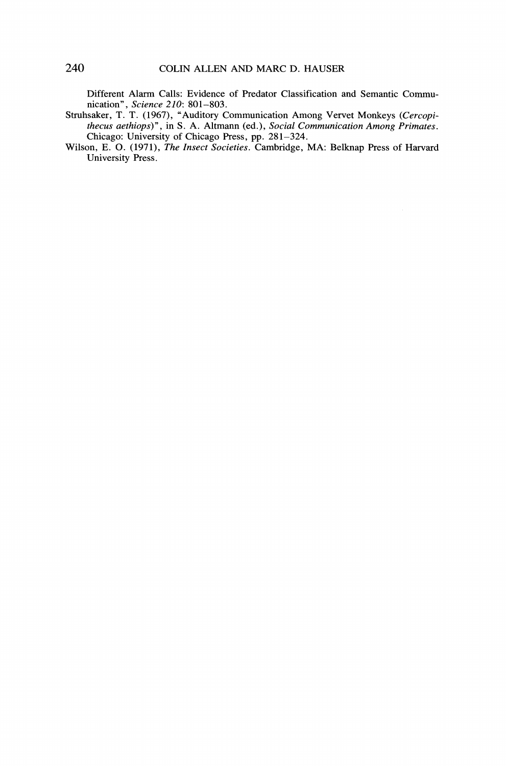Different Alarm Calls: Evidence of Predator Classification and Semantic Communication", *Science 210*: 801–803.

Struhsaker, T. T. (1967), "Auditory Communication Among Vervet Monkeys (*Cercopithecus aethiops*)", in S. A. Altmann (ed.), *Social Communication Among Primates*. Chicago: University of Chicago Press, pp. 281–324.

Wilson, E. O. (1971), *The Insect Societies*. Cambridge, MA: Belknap Press of Harvard University Press.